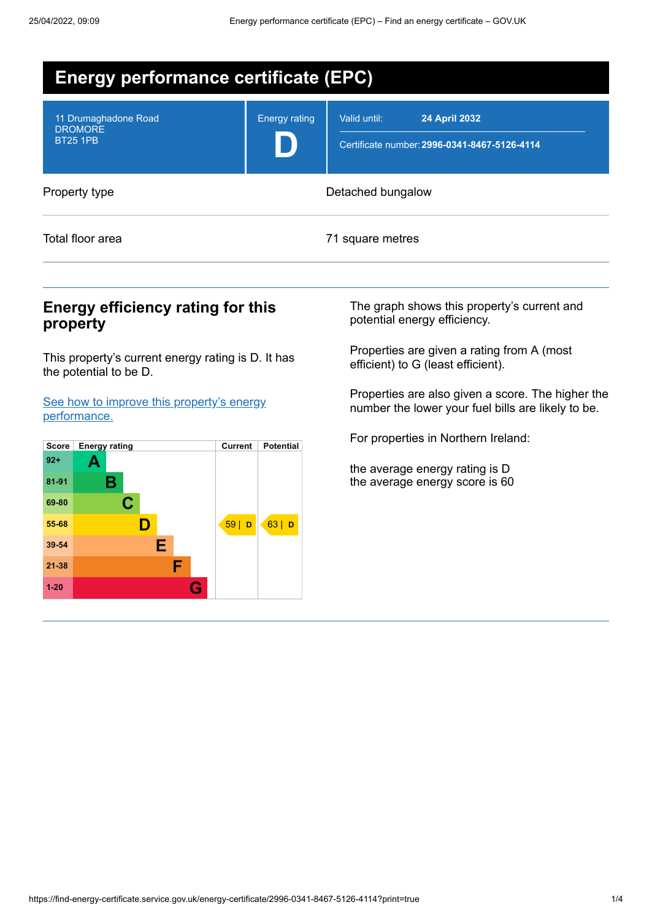# Energy performance certificate (EPC)

| | | |
|---|---|---|
| 11 Drumaghadone Road<br>DROMORE<br>BT25 1PB | Energy rating<br>**D** | Valid until: **24 April 2032**<br>Certificate number: **2996-0341-8467-5126-4114** |

| | |
|---|---|
| Property type | Detached bungalow |
| Total floor area | 71 square metres |

## Energy efficiency rating for this property

This property's current energy rating is D. It has the potential to be D.

[See how to improve this property's energy performance.](#)

| Score | Energy rating | Current | Potential |
|---|---|---|---|
| 92+ | A | | |
| 81-91 | B | | |
| 69-80 | C | | |
| 55-68 | D | 59 \| D | 63 \| D |
| 39-54 | E | | |
| 21-38 | F | | |
| 1-20 | G | | |

The graph shows this property's current and potential energy efficiency.

Properties are given a rating from A (most efficient) to G (least efficient).

Properties are also given a score. The higher the number the lower your fuel bills are likely to be.

For properties in Northern Ireland:

the average energy rating is D
the average energy score is 60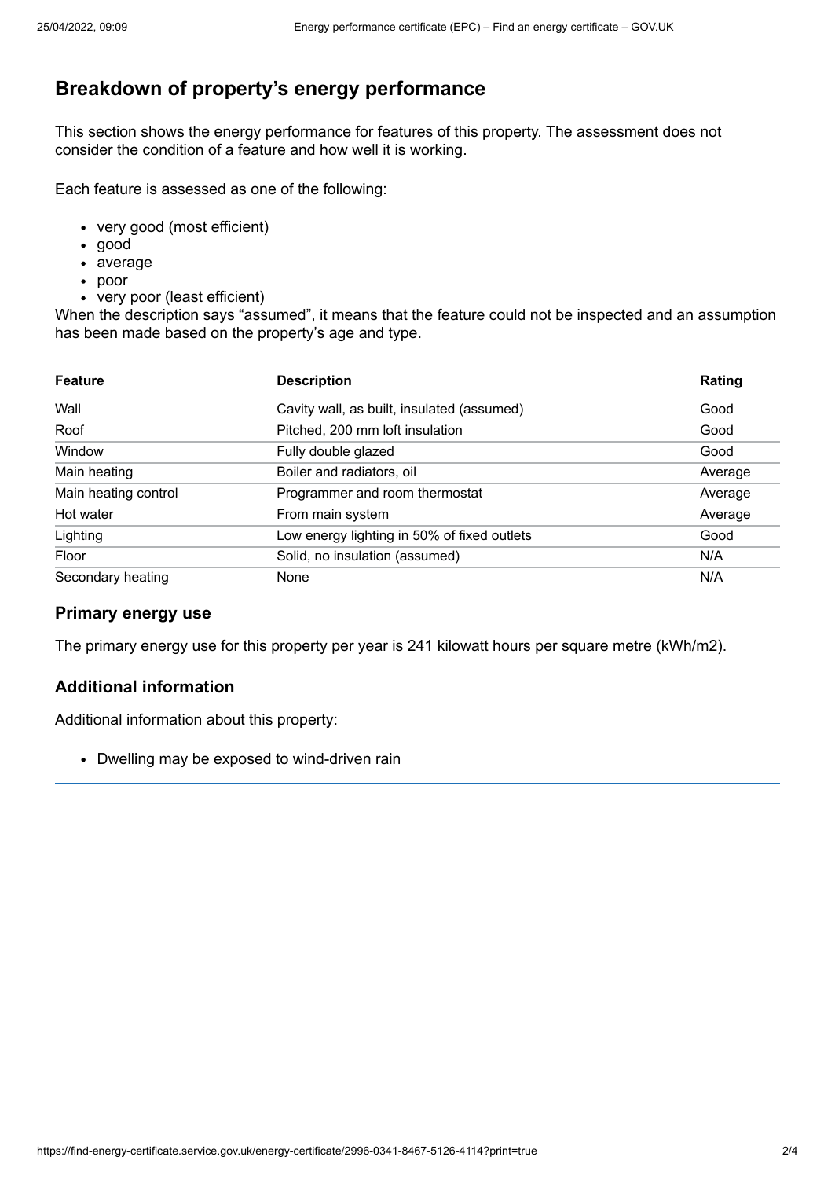## Breakdown of property's energy performance

This section shows the energy performance for features of this property. The assessment does not consider the condition of a feature and how well it is working.

Each feature is assessed as one of the following:

- very good (most efficient)
- good
- average
- poor
- very poor (least efficient)

When the description says "assumed", it means that the feature could not be inspected and an assumption has been made based on the property's age and type.

| Feature | Description | Rating |
| --- | --- | --- |
| Wall | Cavity wall, as built, insulated (assumed) | Good |
| Roof | Pitched, 200 mm loft insulation | Good |
| Window | Fully double glazed | Good |
| Main heating | Boiler and radiators, oil | Average |
| Main heating control | Programmer and room thermostat | Average |
| Hot water | From main system | Average |
| Lighting | Low energy lighting in 50% of fixed outlets | Good |
| Floor | Solid, no insulation (assumed) | N/A |
| Secondary heating | None | N/A |

### Primary energy use

The primary energy use for this property per year is 241 kilowatt hours per square metre (kWh/m2).

### Additional information

Additional information about this property:

- Dwelling may be exposed to wind-driven rain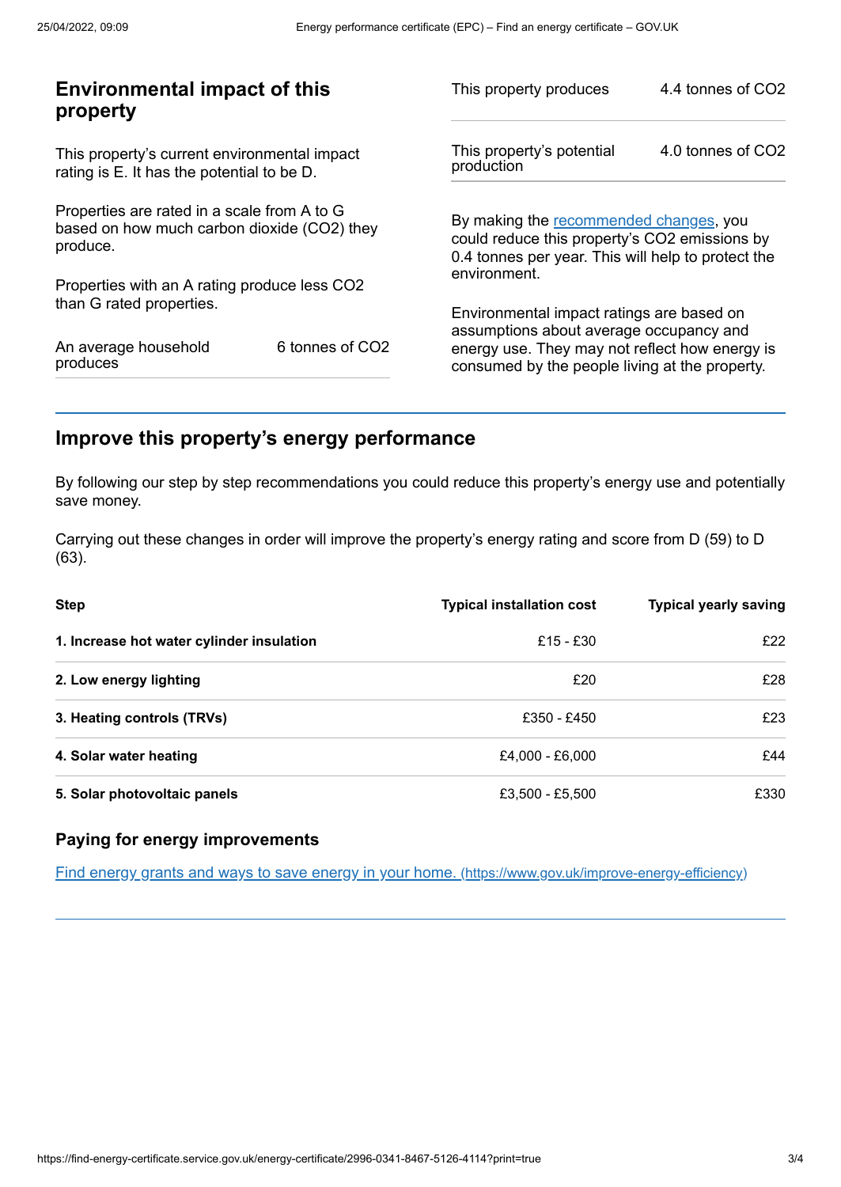## Environmental impact of this property

This property's current environmental impact rating is E. It has the potential to be D.

Properties are rated in a scale from A to G based on how much carbon dioxide ($CO_2$) they produce.

Properties with an A rating produce less $CO_2$ than G rated properties.

| | |
|---|---|
| An average household produces | 6 tonnes of $CO_2$ |

| | |
|---|---|
| This property produces | 4.4 tonnes of $CO_2$ |
| This property's potential production | 4.0 tonnes of $CO_2$ |

By making the recommended changes, you could reduce this property's $CO_2$ emissions by 0.4 tonnes per year. This will help to protect the environment.

Environmental impact ratings are based on assumptions about average occupancy and energy use. They may not reflect how energy is consumed by the people living at the property.

## Improve this property's energy performance

By following our step by step recommendations you could reduce this property's energy use and potentially save money.

Carrying out these changes in order will improve the property's energy rating and score from D (59) to D (63).

| Step | Typical installation cost | Typical yearly saving |
|---|---|---|
| **1. Increase hot water cylinder insulation** | £15 - £30 | £22 |
| **2. Low energy lighting** | £20 | £28 |
| **3. Heating controls (TRVs)** | £350 - £450 | £23 |
| **4. Solar water heating** | £4,000 - £6,000 | £44 |
| **5. Solar photovoltaic panels** | £3,500 - £5,500 | £330 |

### Paying for energy improvements

[Find energy grants and ways to save energy in your home. (https://www.gov.uk/improve-energy-efficiency)](https://www.gov.uk/improve-energy-efficiency)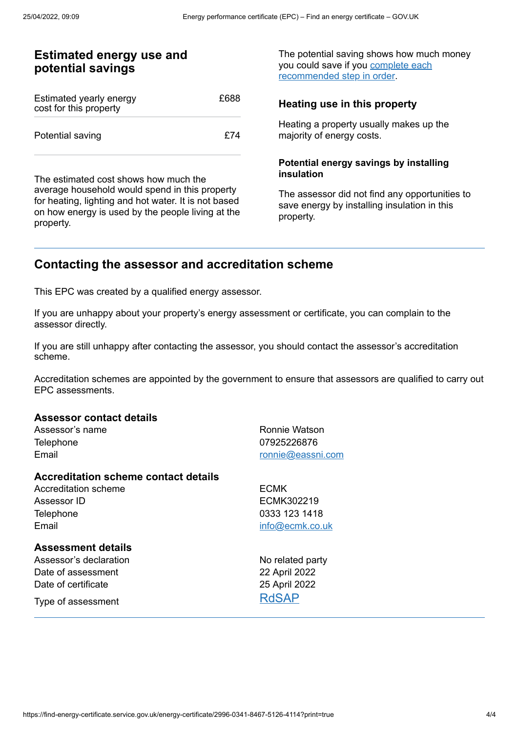## Estimated energy use and potential savings

| | |
|---|---|
| Estimated yearly energy cost for this property | £688 |
| Potential saving | £74 |

The estimated cost shows how much the average household would spend in this property for heating, lighting and hot water. It is not based on how energy is used by the people living at the property.

The potential saving shows how much money you could save if you complete each recommended step in order.

### Heating use in this property

Heating a property usually makes up the majority of energy costs.

#### Potential energy savings by installing insulation

The assessor did not find any opportunities to save energy by installing insulation in this property.

## Contacting the assessor and accreditation scheme

This EPC was created by a qualified energy assessor.

If you are unhappy about your property's energy assessment or certificate, you can complain to the assessor directly.

If you are still unhappy after contacting the assessor, you should contact the assessor's accreditation scheme.

Accreditation schemes are appointed by the government to ensure that assessors are qualified to carry out EPC assessments.

### Assessor contact details

| | |
|---|---|
| Assessor's name | Ronnie Watson |
| Telephone | 07925226876 |
| Email | ronnie@eassni.com |

### Accreditation scheme contact details

| | |
|---|---|
| Accreditation scheme | ECMK |
| Assessor ID | ECMK302219 |
| Telephone | 0333 123 1418 |
| Email | info@ecmk.co.uk |

### Assessment details

| | |
|---|---|
| Assessor's declaration | No related party |
| Date of assessment | 22 April 2022 |
| Date of certificate | 25 April 2022 |
| Type of assessment | RdSAP |